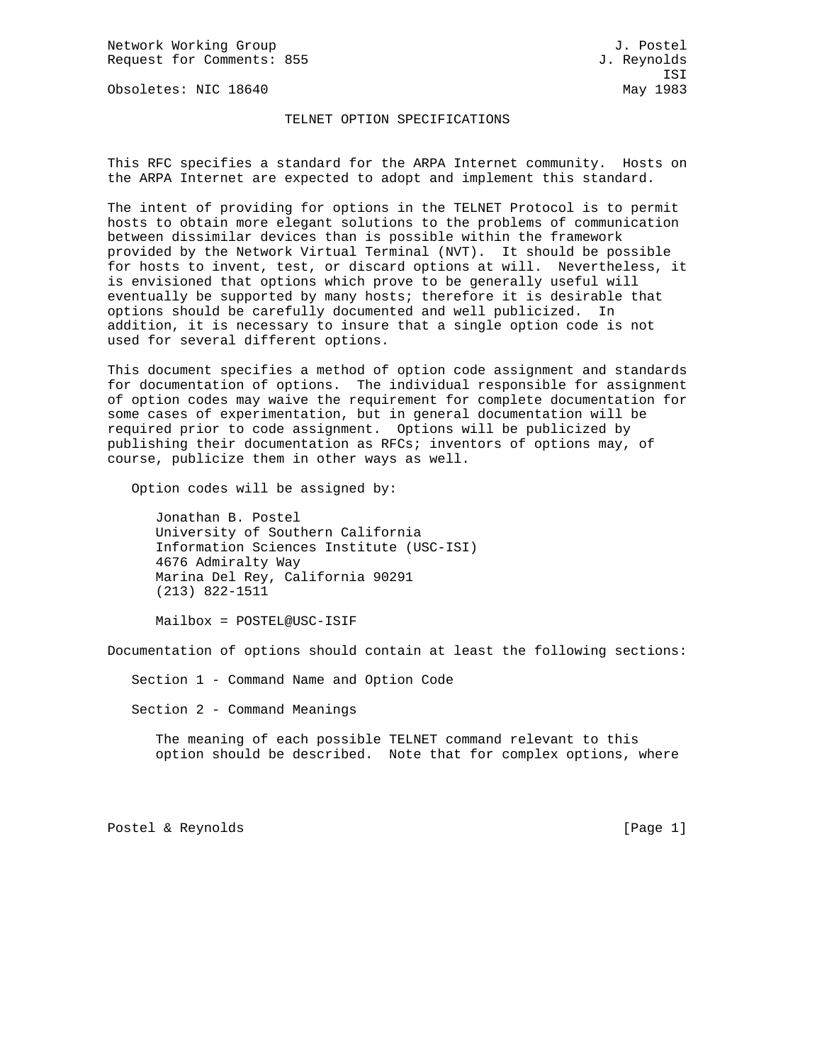Network Working Group J. Postel
Request for Comments: 855 J. Reynolds
ISI
Obsoletes: NIC 18640 May 1983

# TELNET OPTION SPECIFICATIONS

This RFC specifies a standard for the ARPA Internet community. Hosts on the ARPA Internet are expected to adopt and implement this standard.

The intent of providing for options in the TELNET Protocol is to permit hosts to obtain more elegant solutions to the problems of communication between dissimilar devices than is possible within the framework provided by the Network Virtual Terminal (NVT). It should be possible for hosts to invent, test, or discard options at will. Nevertheless, it is envisioned that options which prove to be generally useful will eventually be supported by many hosts; therefore it is desirable that options should be carefully documented and well publicized. In addition, it is necessary to insure that a single option code is not used for several different options.

This document specifies a method of option code assignment and standards for documentation of options. The individual responsible for assignment of option codes may waive the requirement for complete documentation for some cases of experimentation, but in general documentation will be required prior to code assignment. Options will be publicized by publishing their documentation as RFCs; inventors of options may, of course, publicize them in other ways as well.

Option codes will be assigned by:

Jonathan B. Postel
University of Southern California
Information Sciences Institute (USC-ISI)
4676 Admiralty Way
Marina Del Rey, California 90291
(213) 822-1511

Mailbox = POSTEL@USC-ISIF

Documentation of options should contain at least the following sections:

Section 1 - Command Name and Option Code

Section 2 - Command Meanings

The meaning of each possible TELNET command relevant to this option should be described. Note that for complex options, where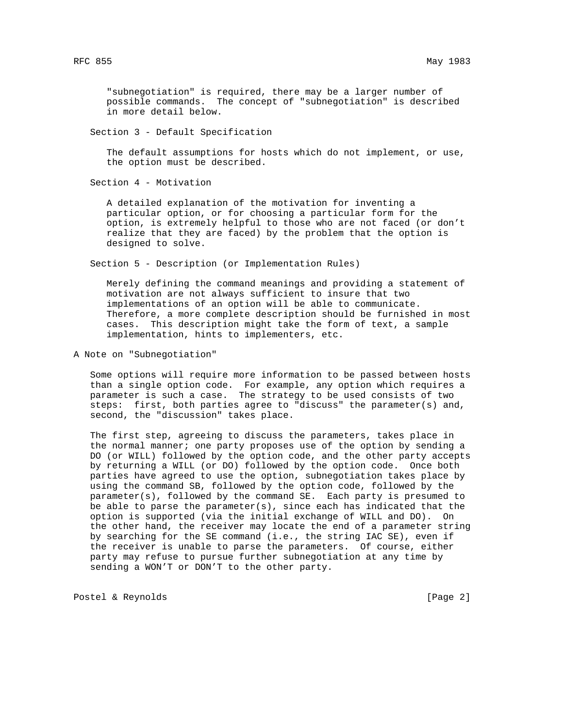"subnegotiation" is required, there may be a larger number of possible commands. The concept of "subnegotiation" is described in more detail below.

Section 3 - Default Specification

The default assumptions for hosts which do not implement, or use, the option must be described.

Section 4 - Motivation

A detailed explanation of the motivation for inventing a particular option, or for choosing a particular form for the option, is extremely helpful to those who are not faced (or don't realize that they are faced) by the problem that the option is designed to solve.

Section 5 - Description (or Implementation Rules)

Merely defining the command meanings and providing a statement of motivation are not always sufficient to insure that two implementations of an option will be able to communicate. Therefore, a more complete description should be furnished in most cases. This description might take the form of text, a sample implementation, hints to implementers, etc.

## A Note on "Subnegotiation"

Some options will require more information to be passed between hosts than a single option code. For example, any option which requires a parameter is such a case. The strategy to be used consists of two steps: first, both parties agree to "discuss" the parameter(s) and, second, the "discussion" takes place.

The first step, agreeing to discuss the parameters, takes place in the normal manner; one party proposes use of the option by sending a DO (or WILL) followed by the option code, and the other party accepts by returning a WILL (or DO) followed by the option code. Once both parties have agreed to use the option, subnegotiation takes place by using the command SB, followed by the option code, followed by the parameter(s), followed by the command SE. Each party is presumed to be able to parse the parameter(s), since each has indicated that the option is supported (via the initial exchange of WILL and DO). On the other hand, the receiver may locate the end of a parameter string by searching for the SE command (i.e., the string IAC SE), even if the receiver is unable to parse the parameters. Of course, either party may refuse to pursue further subnegotiation at any time by sending a WON'T or DON'T to the other party.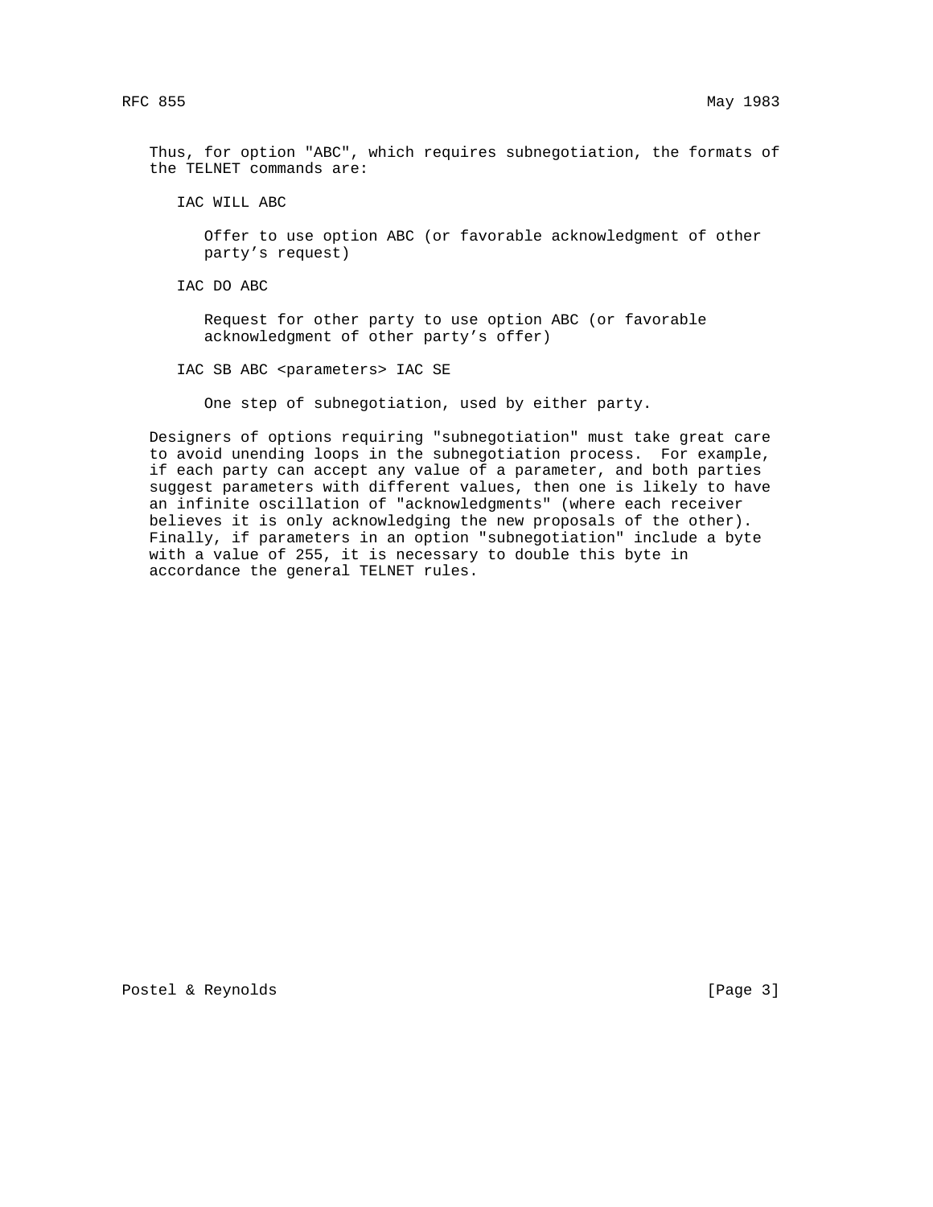Thus, for option "ABC", which requires subnegotiation, the formats of the TELNET commands are:

IAC WILL ABC

Offer to use option ABC (or favorable acknowledgment of other party's request)

IAC DO ABC

Request for other party to use option ABC (or favorable acknowledgment of other party's offer)

IAC SB ABC <parameters> IAC SE

One step of subnegotiation, used by either party.

Designers of options requiring "subnegotiation" must take great care to avoid unending loops in the subnegotiation process. For example, if each party can accept any value of a parameter, and both parties suggest parameters with different values, then one is likely to have an infinite oscillation of "acknowledgments" (where each receiver believes it is only acknowledging the new proposals of the other). Finally, if parameters in an option "subnegotiation" include a byte with a value of 255, it is necessary to double this byte in accordance the general TELNET rules.